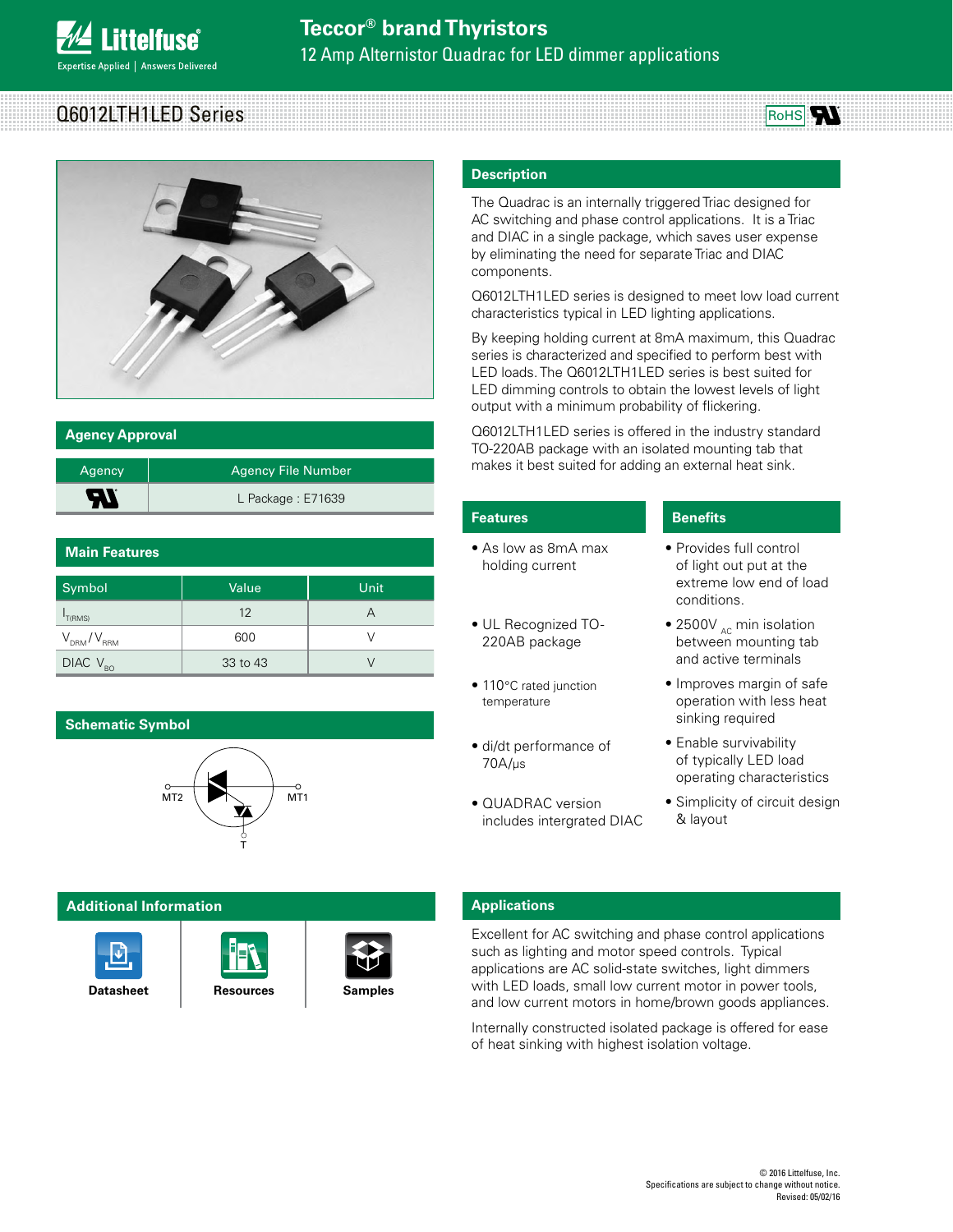# Teccor® brand Thyristors

12 Amp Alternistor Quadrac for LED dimmer applications

## Q6012LTH1LED Series

RoHS

## Agency Approval

| Agency | Agency File Number |
|---|---|
| UL | L Package : E71639 |

## Main Features

| Symbol | Value | Unit |
|---|---|---|
| $I_{T(RMS)}$ | 12 | A |
| $V_{DRM}/V_{RRM}$ | 600 | V |
| DIAC $V_{BO}$ | 33 to 43 | V |

## Schematic Symbol

MT2 MT1 T

## Additional Information

Datasheet | Resources | Samples

## Description

The Quadrac is an internally triggered Triac designed for AC switching and phase control applications. It is a Triac and DIAC in a single package, which saves user expense by eliminating the need for separate Triac and DIAC components.

Q6012LTH1LED series is designed to meet low load current characteristics typical in LED lighting applications.

By keeping holding current at 8mA maximum, this Quadrac series is characterized and specified to perform best with LED loads. The Q6012LTH1LED series is best suited for LED dimming controls to obtain the lowest levels of light output with a minimum probability of flickering.

Q6012LTH1LED series is offered in the industry standard TO-220AB package with an isolated mounting tab that makes it best suited for adding an external heat sink.

## Features

- As low as 8mA max holding current
- UL Recognized TO-220AB package
- 110°C rated junction temperature
- di/dt performance of 70A/µs
- QUADRAC version includes intergrated DIAC

## Benefits

- Provides full control of light out put at the extreme low end of load conditions.
- 2500$V_{AC}$ min isolation between mounting tab and active terminals
- Improves margin of safe operation with less heat sinking required
- Enable survivability of typically LED load operating characteristics
- Simplicity of circuit design & layout

## Applications

Excellent for AC switching and phase control applications such as lighting and motor speed controls. Typical applications are AC solid-state switches, light dimmers with LED loads, small low current motor in power tools, and low current motors in home/brown goods appliances.

Internally constructed isolated package is offered for ease of heat sinking with highest isolation voltage.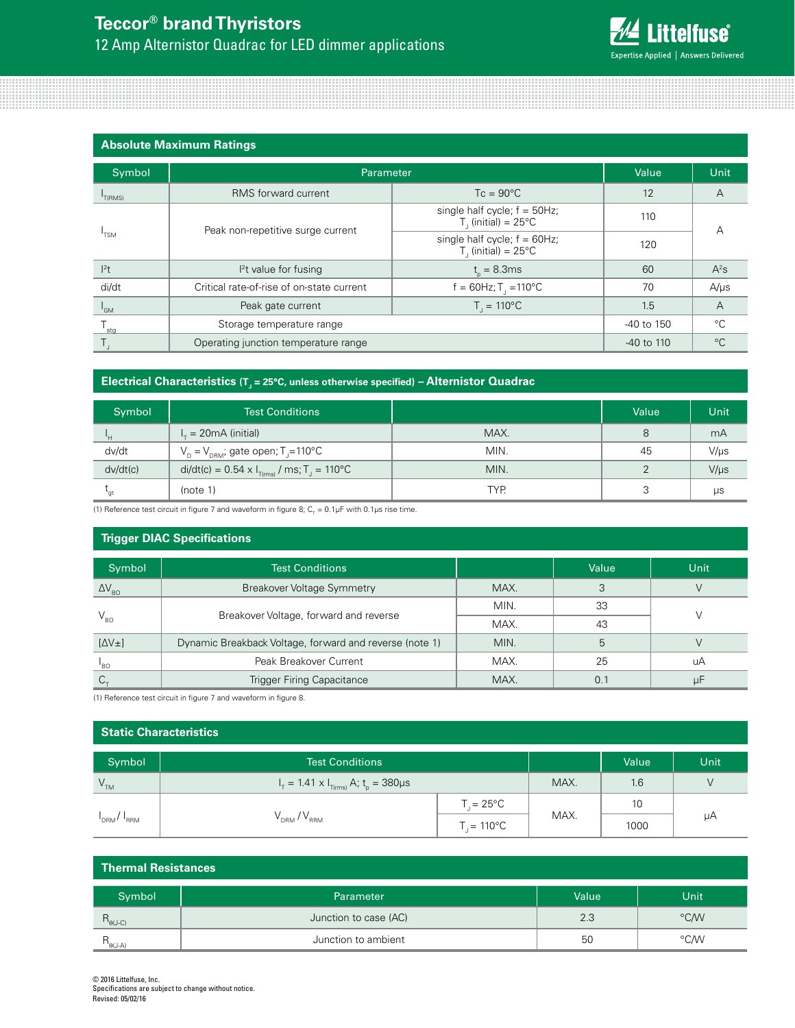# Teccor® brand Thyristors

12 Amp Alternistor Quadrac for LED dimmer applications

## Absolute Maximum Ratings

| Symbol | Parameter | | Value | Unit |
|---|---|---|---|---|
| $I_{T(RMS)}$ | RMS forward current | Tc = 90°C | 12 | A |
| $I_{TSM}$ | Peak non-repetitive surge current | single half cycle; f = 50Hz; $T_J$ (initial) = 25°C | 110 | A |
| | | single half cycle; f = 60Hz; $T_J$ (initial) = 25°C | 120 | |
| $I^2t$ | $I^2t$ value for fusing | $t_p$ = 8.3ms | 60 | $A^2s$ |
| di/dt | Critical rate-of-rise of on-state current | f = 60Hz; $T_J$ =110°C | 70 | A/μs |
| $I_{GM}$ | Peak gate current | $T_J$ = 110°C | 1.5 | A |
| $T_{stg}$ | Storage temperature range | | -40 to 150 | °C |
| $T_J$ | Operating junction temperature range | | -40 to 110 | °C |

## Electrical Characteristics ($T_J$ = 25°C, unless otherwise specified) – Alternistor Quadrac

| Symbol | Test Conditions | | Value | Unit |
|---|---|---|---|---|
| $I_H$ | $I_T$ = 20mA (initial) | MAX. | 8 | mA |
| dv/dt | $V_D = V_{DRM}$; gate open; $T_J$=110°C | MIN. | 45 | V/μs |
| dv/dt(c) | di/dt(c) = 0.54 x $I_{T(rms)}$ / ms; $T_J$ = 110°C | MIN. | 2 | V/μs |
| $t_{gt}$ | (note 1) | TYP. | 3 | μs |

(1) Reference test circuit in figure 7 and waveform in figure 8; $C_T$ = 0.1μF with 0.1μs rise time.

## Trigger DIAC Specifications

| Symbol | Test Conditions | | Value | Unit |
|---|---|---|---|---|
| $\Delta V_{BO}$ | Breakover Voltage Symmetry | MAX. | 3 | V |
| $V_{BO}$ | Breakover Voltage, forward and reverse | MIN. | 33 | V |
| | | MAX. | 43 | |
| [ΔV±] | Dynamic Breakback Voltage, forward and reverse (note 1) | MIN. | 5 | V |
| $I_{BO}$ | Peak Breakover Current | MAX. | 25 | uA |
| $C_T$ | Trigger Firing Capacitance | MAX. | 0.1 | μF |

(1) Reference test circuit in figure 7 and waveform in figure 8.

## Static Characteristics

| Symbol | Test Conditions | | | Value | Unit |
|---|---|---|---|---|---|
| $V_{TM}$ | $I_T$ = 1.41 x $I_{T(rms)}$ A; $t_p$ = 380μs | | MAX. | 1.6 | V |
| $I_{DRM}$ / $I_{RRM}$ | $V_{DRM}$ / $V_{RRM}$ | $T_J$ = 25°C | MAX. | 10 | μA |
| | | $T_J$ = 110°C | | 1000 | |

## Thermal Resistances

| Symbol | Parameter | Value | Unit |
|---|---|---|---|
| $R_{\theta(J-C)}$ | Junction to case (AC) | 2.3 | °C/W |
| $R_{\theta(J-A)}$ | Junction to ambient | 50 | °C/W |

© 2016 Littelfuse, Inc.
Specifications are subject to change without notice.
Revised: 05/02/16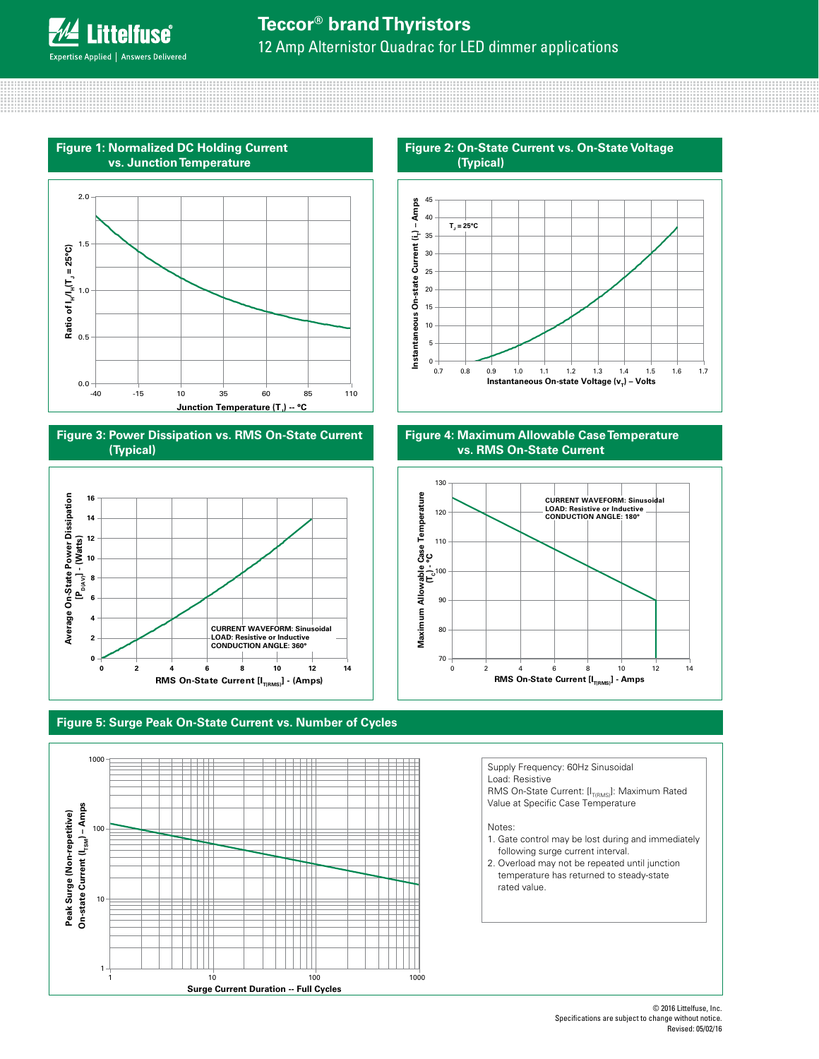# Teccor® brand Thyristors

12 Amp Alternistor Quadrac for LED dimmer applications

## Figure 1: Normalized DC Holding Current vs. Junction Temperature

Ratio of $I_H/I_H(T_J = 25°C)$

Junction Temperature ($T_J$) -- °C

## Figure 2: On-State Current vs. On-State Voltage (Typical)

$T_J = 25°C$

Instantaneous On-state Current ($i_T$) – Amps

Instantaneous On-state Voltage ($v_T$) – Volts

## Figure 3: Power Dissipation vs. RMS On-State Current (Typical)

CURRENT WAVEFORM: Sinusoidal
LOAD: Resistive or Inductive
CONDUCTION ANGLE: 360°

Average On-State Power Dissipation [$P_{D(AV)}$] - (Watts)

RMS On-State Current [$I_{T(RMS)}$] - (Amps)

## Figure 4: Maximum Allowable Case Temperature vs. RMS On-State Current

CURRENT WAVEFORM: Sinusoidal
LOAD: Resistive or Inductive
CONDUCTION ANGLE: 180°

Maximum Allowable Case Temperature ($T_C$) - °C

RMS On-State Current [$I_{T(RMS)}$] - Amps

## Figure 5: Surge Peak On-State Current vs. Number of Cycles

Peak Surge (Non-repetitive) On-state Current ($I_{TSM}$) – Amps

Surge Current Duration -- Full Cycles

Supply Frequency: 60Hz Sinusoidal
Load: Resistive
RMS On-State Current: [$I_{T(RMS)}$]: Maximum Rated Value at Specific Case Temperature

Notes:

1. Gate control may be lost during and immediately following surge current interval.
2. Overload may not be repeated until junction temperature has returned to steady-state rated value.

© 2016 Littelfuse, Inc.
Specifications are subject to change without notice.
Revised: 05/02/16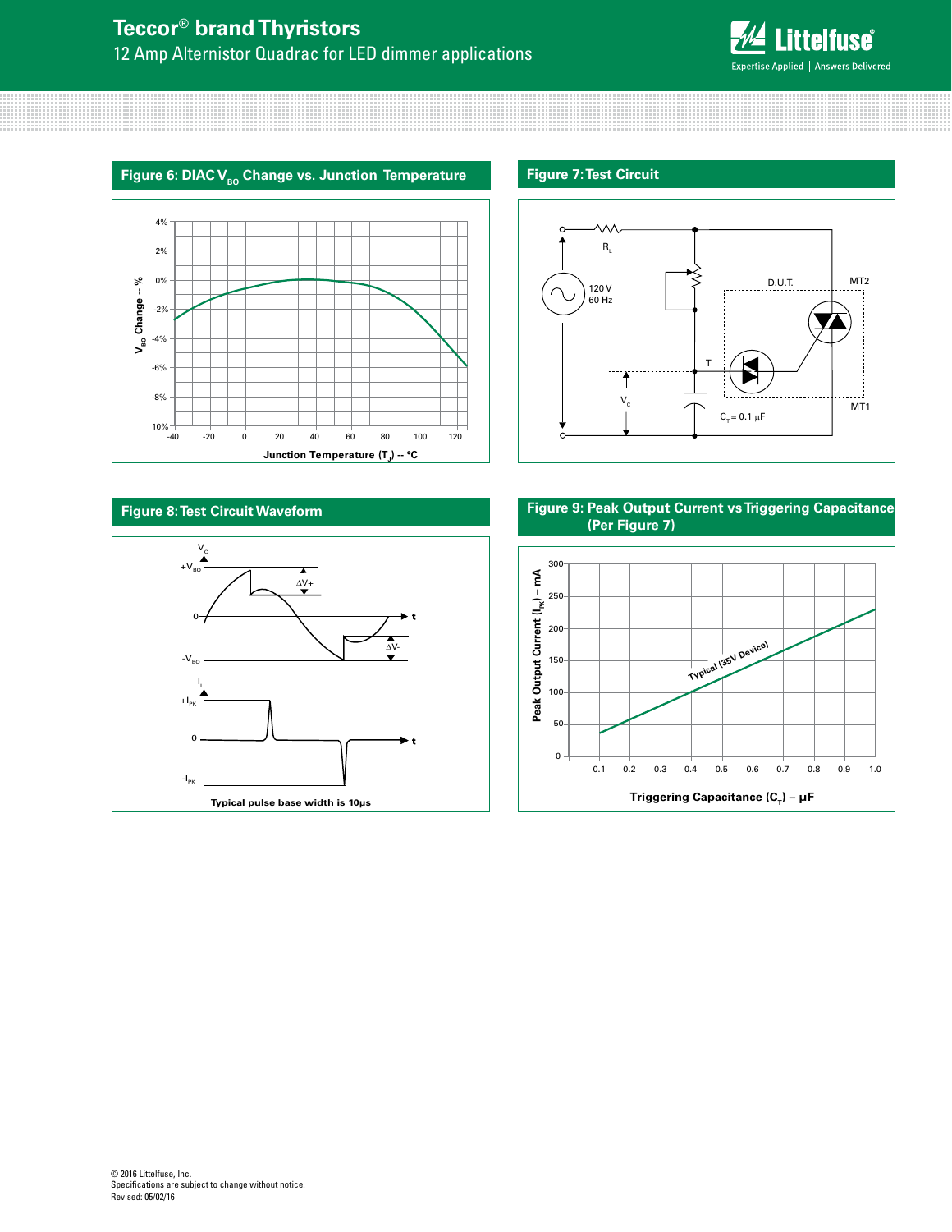# Teccor® brand Thyristors

12 Amp Alternistor Quadrac for LED dimmer applications

**Figure 6: DIAC $V_{BO}$ Change vs. Junction Temperature**

**Figure 7: Test Circuit**

**Figure 8: Test Circuit Waveform**

Typical pulse base width is 10μs

**Figure 9: Peak Output Current vs Triggering Capacitance (Per Figure 7)**

© 2016 Littelfuse, Inc.
Specifications are subject to change without notice.
Revised: 05/02/16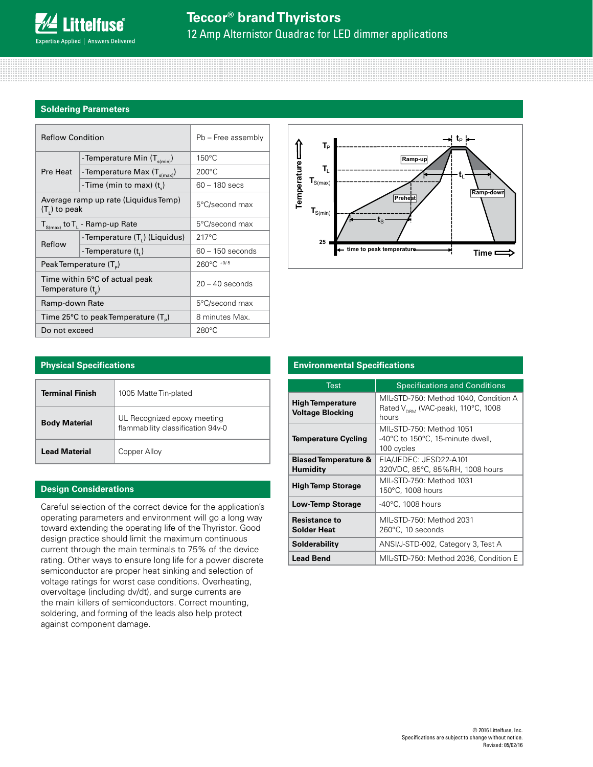## Soldering Parameters

| Reflow Condition | | Pb – Free assembly |
|---|---|---|
| Pre Heat | -Temperature Min ($T_{s(min)}$) | 150°C |
| | -Temperature Max ($T_{s(max)}$) | 200°C |
| | -Time (min to max) ($t_s$) | 60 – 180 secs |
| Average ramp up rate (Liquidus Temp) ($T_L$) to peak | | 5°C/second max |
| $T_{S(max)}$ to $T_L$ - Ramp-up Rate | | 5°C/second max |
| Reflow | -Temperature ($T_L$) (Liquidus) | 217°C |
| | -Temperature ($t_L$) | 60 – 150 seconds |
| Peak Temperature ($T_P$) | | 260°C $^{+0/-5}$ |
| Time within 5°C of actual peak Temperature ($t_p$) | | 20 – 40 seconds |
| Ramp-down Rate | | 5°C/second max |
| Time 25°C to peak Temperature ($T_P$) | | 8 minutes Max. |
| Do not exceed | | 280°C |

## Physical Specifications

| Terminal Finish | 1005 Matte Tin-plated |
|---|---|
| Body Material | UL Recognized epoxy meeting flammability classification 94v-0 |
| Lead Material | Copper Alloy |

## Design Considerations

Careful selection of the correct device for the application's operating parameters and environment will go a long way toward extending the operating life of the Thyristor. Good design practice should limit the maximum continuous current through the main terminals to 75% of the device rating. Other ways to ensure long life for a power discrete semiconductor are proper heat sinking and selection of voltage ratings for worst case conditions. Overheating, overvoltage (including dv/dt), and surge currents are the main killers of semiconductors. Correct mounting, soldering, and forming of the leads also help protect against component damage.

## Environmental Specifications

| Test | Specifications and Conditions |
|---|---|
| **High Temperature Voltage Blocking** | MIL-STD-750: Method 1040, Condition A Rated $V_{DRM}$ (VAC-peak), 110°C, 1008 hours |
| **Temperature Cycling** | MIL-STD-750: Method 1051 -40°C to 150°C, 15-minute dwell, 100 cycles |
| **Biased Temperature & Humidity** | EIA/JEDEC: JESD22-A101 320VDC, 85°C, 85%RH, 1008 hours |
| **High Temp Storage** | MIL-STD-750: Method 1031 150°C, 1008 hours |
| **Low-Temp Storage** | -40°C, 1008 hours |
| **Resistance to Solder Heat** | MIL-STD-750: Method 2031 260°C, 10 seconds |
| **Solderability** | ANSI/J-STD-002, Category 3, Test A |
| **Lead Bend** | MIL-STD-750: Method 2036, Condition E |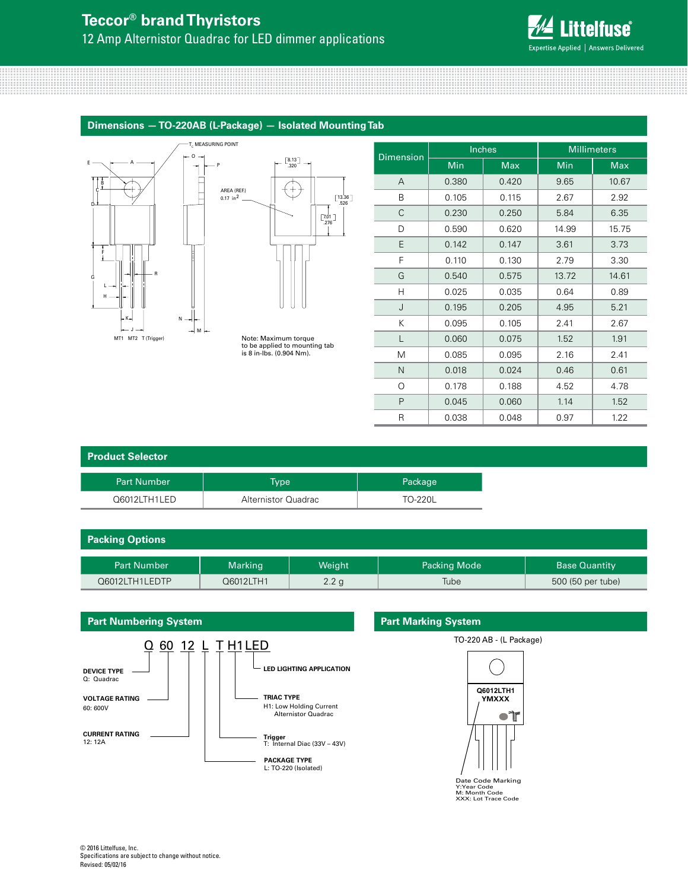## Dimensions — TO-220AB (L-Package) — Isolated Mounting Tab

$T_C$ MEASURING POINT

AREA (REF.) 0.17 $in^2$

8.13 .320

13.36 .526

7.01 .276

MT1 MT2 T (Trigger)

Note: Maximum torque to be applied to mounting tab is 8 in-lbs. (0.904 Nm).

| Dimension | Inches | | Millimeters | |
|---|---|---|---|---|
| | Min | Max | Min | Max |
| A | 0.380 | 0.420 | 9.65 | 10.67 |
| B | 0.105 | 0.115 | 2.67 | 2.92 |
| C | 0.230 | 0.250 | 5.84 | 6.35 |
| D | 0.590 | 0.620 | 14.99 | 15.75 |
| E | 0.142 | 0.147 | 3.61 | 3.73 |
| F | 0.110 | 0.130 | 2.79 | 3.30 |
| G | 0.540 | 0.575 | 13.72 | 14.61 |
| H | 0.025 | 0.035 | 0.64 | 0.89 |
| J | 0.195 | 0.205 | 4.95 | 5.21 |
| K | 0.095 | 0.105 | 2.41 | 2.67 |
| L | 0.060 | 0.075 | 1.52 | 1.91 |
| M | 0.085 | 0.095 | 2.16 | 2.41 |
| N | 0.018 | 0.024 | 0.46 | 0.61 |
| O | 0.178 | 0.188 | 4.52 | 4.78 |
| P | 0.045 | 0.060 | 1.14 | 1.52 |
| R | 0.038 | 0.048 | 0.97 | 1.22 |

## Product Selector

| Part Number | Type | Package |
|---|---|---|
| Q6012LTH1LED | Alternistor Quadrac | TO-220L |

## Packing Options

| Part Number | Marking | Weight | Packing Mode | Base Quantity |
|---|---|---|---|---|
| Q6012LTH1LEDTP | Q6012LTH1 | 2.2 g | Tube | 500 (50 per tube) |

## Part Numbering System

Q 60 12 L T H1 LED

- **DEVICE TYPE** Q: Quadrac
- **VOLTAGE RATING** 60: 600V
- **CURRENT RATING** 12: 12A
- **PACKAGE TYPE** L: TO-220 (Isolated)
- **Trigger** T: Internal Diac (33V – 43V)
- **TRIAC TYPE** H1: Low Holding Current Alternistor Quadrac
- **LED LIGHTING APPLICATION**

## Part Marking System

TO-220 AB - (L Package)

Q6012LTH1
YMXXX

Date Code Marking
Y:Year Code
M: Month Code
XXX: Lot Trace Code

© 2016 Littelfuse, Inc.
Specifications are subject to change without notice.
Revised: 05/02/16